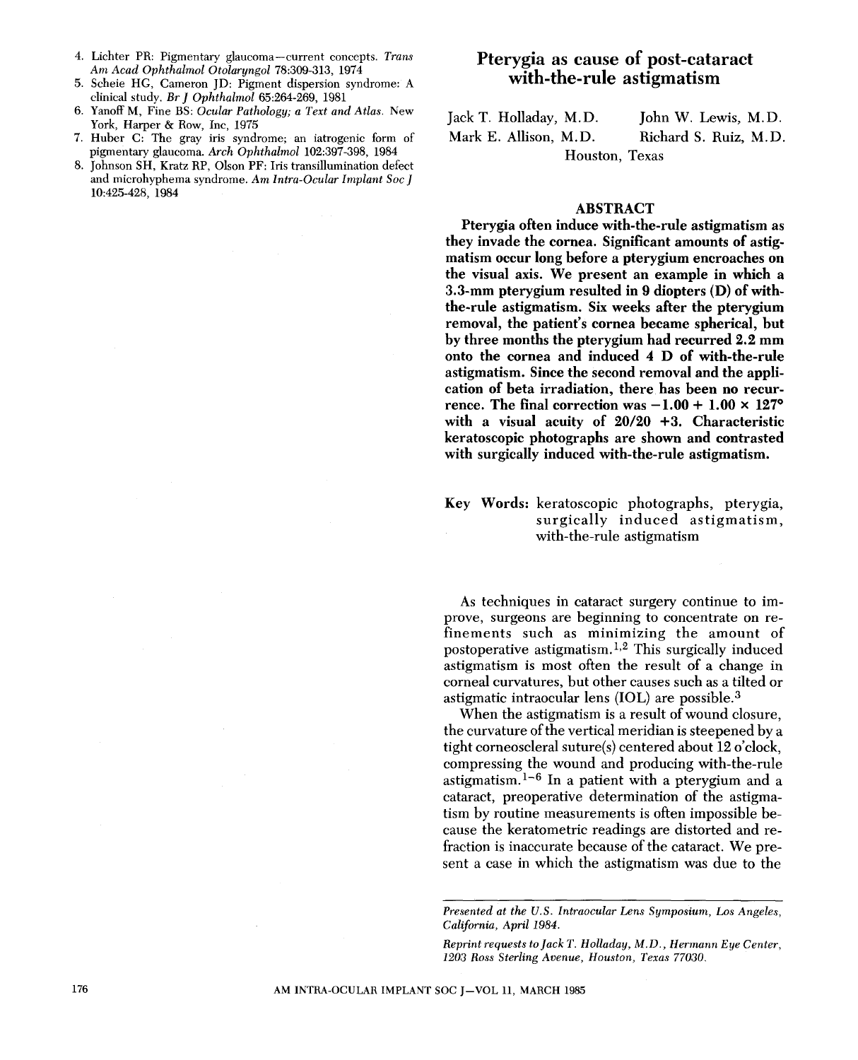4. Lichter PR: Pigmentary glaucoma—current concepts. *Trans Am Acad Ophthalmol Otolaryngol* 78:309-313, 1974
5. Scheie HG, Cameron JD: Pigment dispersion syndrome: A clinical study. *Br J Ophthalmol* 65:264-269, 1981
6. Yanoff M, Fine BS: *Ocular Pathology; a Text and Atlas.* New York, Harper & Row, Inc, 1975
7. Huber C: The gray iris syndrome; an iatrogenic form of pigmentary glaucoma. *Arch Ophthalmol* 102:397-398, 1984
8. Johnson SH, Kratz RP, Olson PF: Iris transillumination defect and microhyphema syndrome. *Am Intra-Ocular Implant Soc J* 10:425-428, 1984

# Pterygia as cause of post-cataract with-the-rule astigmatism

Jack T. Holladay, M.D. John W. Lewis, M.D.
Mark E. Allison, M.D. Richard S. Ruiz, M.D.
Houston, Texas

## ABSTRACT

**Pterygia often induce with-the-rule astigmatism as they invade the cornea. Significant amounts of astigmatism occur long before a pterygium encroaches on the visual axis. We present an example in which a 3.3-mm pterygium resulted in 9 diopters (D) of with-the-rule astigmatism. Six weeks after the pterygium removal, the patient's cornea became spherical, but by three months the pterygium had recurred 2.2 mm onto the cornea and induced 4 D of with-the-rule astigmatism. Since the second removal and the application of beta irradiation, there has been no recurrence. The final correction was $-1.00 + 1.00 \times 127°$ with a visual acuity of 20/20 +3. Characteristic keratoscopic photographs are shown and contrasted with surgically induced with-the-rule astigmatism.**

**Key Words:** keratoscopic photographs, pterygia, surgically induced astigmatism, with-the-rule astigmatism

As techniques in cataract surgery continue to improve, surgeons are beginning to concentrate on refinements such as minimizing the amount of postoperative astigmatism.[1,2] This surgically induced astigmatism is most often the result of a change in corneal curvatures, but other causes such as a tilted or astigmatic intraocular lens (IOL) are possible.[3]

When the astigmatism is a result of wound closure, the curvature of the vertical meridian is steepened by a tight corneoscleral suture(s) centered about 12 o'clock, compressing the wound and producing with-the-rule astigmatism.[1-6] In a patient with a pterygium and a cataract, preoperative determination of the astigmatism by routine measurements is often impossible because the keratometric readings are distorted and refraction is inaccurate because of the cataract. We present a case in which the astigmatism was due to the

*Presented at the U.S. Intraocular Lens Symposium, Los Angeles, California, April 1984.*

*Reprint requests to Jack T. Holladay, M.D., Hermann Eye Center, 1203 Ross Sterling Avenue, Houston, Texas 77030.*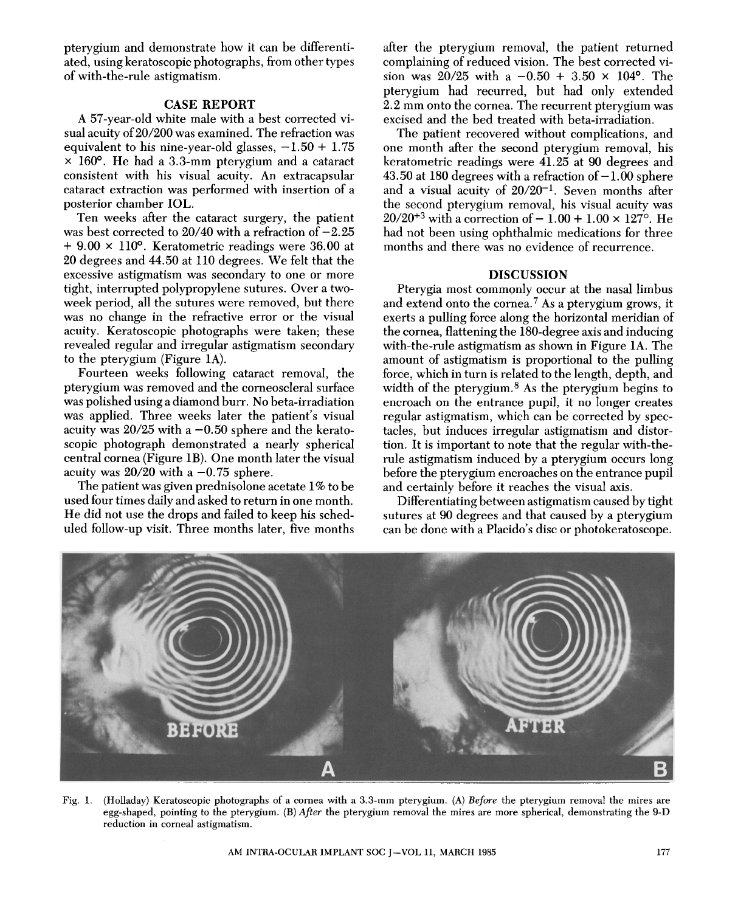pterygium and demonstrate how it can be differentiated, using keratoscopic photographs, from other types of with-the-rule astigmatism.

## CASE REPORT

A 57-year-old white male with a best corrected visual acuity of 20/200 was examined. The refraction was equivalent to his nine-year-old glasses, $-1.50 + 1.75 \times 160°$. He had a 3.3-mm pterygium and a cataract consistent with his visual acuity. An extracapsular cataract extraction was performed with insertion of a posterior chamber IOL.

Ten weeks after the cataract surgery, the patient was best corrected to 20/40 with a refraction of $-2.25 + 9.00 \times 110°$. Keratometric readings were 36.00 at 20 degrees and 44.50 at 110 degrees. We felt that the excessive astigmatism was secondary to one or more tight, interrupted polypropylene sutures. Over a two-week period, all the sutures were removed, but there was no change in the refractive error or the visual acuity. Keratoscopic photographs were taken; these revealed regular and irregular astigmatism secondary to the pterygium (Figure 1A).

Fourteen weeks following cataract removal, the pterygium was removed and the corneoscleral surface was polished using a diamond burr. No beta-irradiation was applied. Three weeks later the patient's visual acuity was 20/25 with a $-0.50$ sphere and the keratoscopic photograph demonstrated a nearly spherical central cornea (Figure 1B). One month later the visual acuity was 20/20 with a $-0.75$ sphere.

The patient was given prednisolone acetate 1% to be used four times daily and asked to return in one month. He did not use the drops and failed to keep his scheduled follow-up visit. Three months later, five months after the pterygium removal, the patient returned complaining of reduced vision. The best corrected vision was 20/25 with a $-0.50 + 3.50 \times 104°$. The pterygium had recurred, but had only extended 2.2 mm onto the cornea. The recurrent pterygium was excised and the bed treated with beta-irradiation.

The patient recovered without complications, and one month after the second pterygium removal, his keratometric readings were 41.25 at 90 degrees and 43.50 at 180 degrees with a refraction of $-1.00$ sphere and a visual acuity of $20/20^{-1}$. Seven months after the second pterygium removal, his visual acuity was $20/20^{+3}$ with a correction of $-1.00 + 1.00 \times 127°$. He had not been using ophthalmic medications for three months and there was no evidence of recurrence.

## DISCUSSION

Pterygia most commonly occur at the nasal limbus and extend onto the cornea.[7] As a pterygium grows, it exerts a pulling force along the horizontal meridian of the cornea, flattening the 180-degree axis and inducing with-the-rule astigmatism as shown in Figure 1A. The amount of astigmatism is proportional to the pulling force, which in turn is related to the length, depth, and width of the pterygium.[8] As the pterygium begins to encroach on the entrance pupil, it no longer creates regular astigmatism, which can be corrected by spectacles, but induces irregular astigmatism and distortion. It is important to note that the regular with-the-rule astigmatism induced by a pterygium occurs long before the pterygium encroaches on the entrance pupil and certainly before it reaches the visual axis.

Differentiating between astigmatism caused by tight sutures at 90 degrees and that caused by a pterygium can be done with a Placido's disc or photokeratoscope.

Fig. 1. (Holladay) Keratoscopic photographs of a cornea with a 3.3-mm pterygium. (A) *Before* the pterygium removal the mires are egg-shaped, pointing to the pterygium. (B) *After* the pterygium removal the mires are more spherical, demonstrating the 9-D reduction in corneal astigmatism.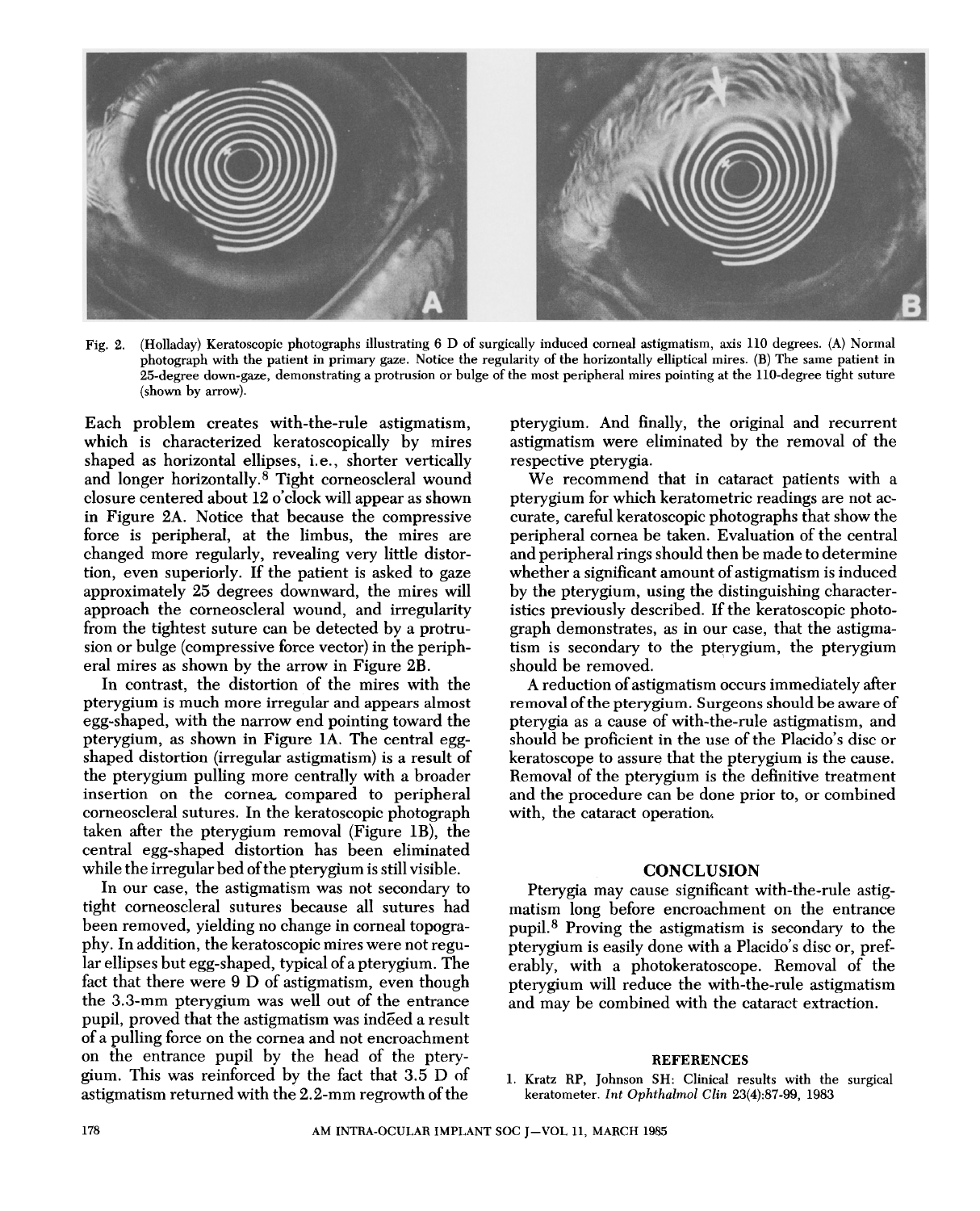Fig. 2. (Holladay) Keratoscopic photographs illustrating 6 D of surgically induced corneal astigmatism, axis 110 degrees. (A) Normal photograph with the patient in primary gaze. Notice the regularity of the horizontally elliptical mires. (B) The same patient in 25-degree down-gaze, demonstrating a protrusion or bulge of the most peripheral mires pointing at the 110-degree tight suture (shown by arrow).

Each problem creates with-the-rule astigmatism, which is characterized keratoscopically by mires shaped as horizontal ellipses, i.e., shorter vertically and longer horizontally.[8] Tight corneoscleral wound closure centered about 12 o'clock will appear as shown in Figure 2A. Notice that because the compressive force is peripheral, at the limbus, the mires are changed more regularly, revealing very little distortion, even superiorly. If the patient is asked to gaze approximately 25 degrees downward, the mires will approach the corneoscleral wound, and irregularity from the tightest suture can be detected by a protrusion or bulge (compressive force vector) in the peripheral mires as shown by the arrow in Figure 2B.

In contrast, the distortion of the mires with the pterygium is much more irregular and appears almost egg-shaped, with the narrow end pointing toward the pterygium, as shown in Figure 1A. The central egg-shaped distortion (irregular astigmatism) is a result of the pterygium pulling more centrally with a broader insertion on the cornea compared to peripheral corneoscleral sutures. In the keratoscopic photograph taken after the pterygium removal (Figure 1B), the central egg-shaped distortion has been eliminated while the irregular bed of the pterygium is still visible.

In our case, the astigmatism was not secondary to tight corneoscleral sutures because all sutures had been removed, yielding no change in corneal topography. In addition, the keratoscopic mires were not regular ellipses but egg-shaped, typical of a pterygium. The fact that there were 9 D of astigmatism, even though the 3.3-mm pterygium was well out of the entrance pupil, proved that the astigmatism was indeed a result of a pulling force on the cornea and not encroachment on the entrance pupil by the head of the pterygium. This was reinforced by the fact that 3.5 D of astigmatism returned with the 2.2-mm regrowth of the pterygium. And finally, the original and recurrent astigmatism were eliminated by the removal of the respective pterygia.

We recommend that in cataract patients with a pterygium for which keratometric readings are not accurate, careful keratoscopic photographs that show the peripheral cornea be taken. Evaluation of the central and peripheral rings should then be made to determine whether a significant amount of astigmatism is induced by the pterygium, using the distinguishing characteristics previously described. If the keratoscopic photograph demonstrates, as in our case, that the astigmatism is secondary to the pterygium, the pterygium should be removed.

A reduction of astigmatism occurs immediately after removal of the pterygium. Surgeons should be aware of pterygia as a cause of with-the-rule astigmatism, and should be proficient in the use of the Placido's disc or keratoscope to assure that the pterygium is the cause. Removal of the pterygium is the definitive treatment and the procedure can be done prior to, or combined with, the cataract operation.

## CONCLUSION

Pterygia may cause significant with-the-rule astigmatism long before encroachment on the entrance pupil.[8] Proving the astigmatism is secondary to the pterygium is easily done with a Placido's disc or, preferably, with a photokeratoscope. Removal of the pterygium will reduce the with-the-rule astigmatism and may be combined with the cataract extraction.

### REFERENCES

1. Kratz RP, Johnson SH: Clinical results with the surgical keratometer. *Int Ophthalmol Clin* 23(4):87-99, 1983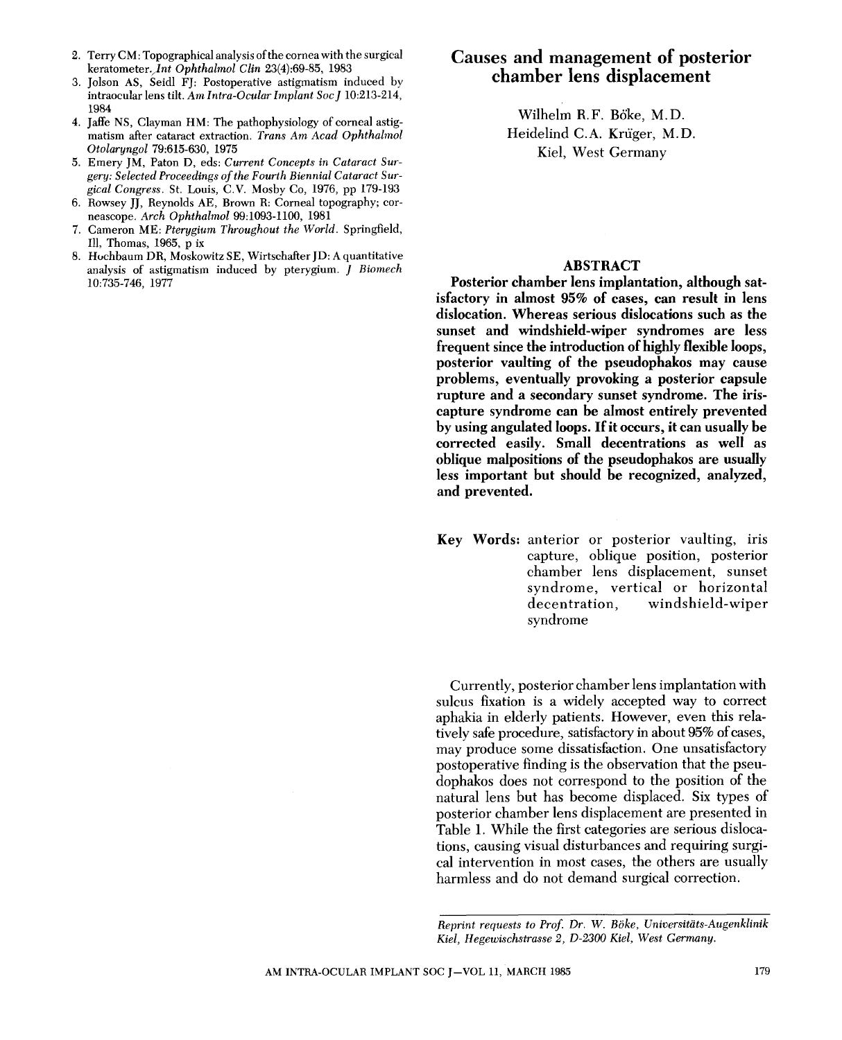2. Terry CM: Topographical analysis of the cornea with the surgical keratometer. *Int Ophthalmol Clin* 23(4):69-85, 1983
3. Jolson AS, Seidl FJ: Postoperative astigmatism induced by intraocular lens tilt. *Am Intra-Ocular Implant Soc J* 10:213-214, 1984
4. Jaffe NS, Clayman HM: The pathophysiology of corneal astigmatism after cataract extraction. *Trans Am Acad Ophthalmol Otolaryngol* 79:615-630, 1975
5. Emery JM, Paton D, eds: *Current Concepts in Cataract Surgery: Selected Proceedings of the Fourth Biennial Cataract Surgical Congress*. St. Louis, C.V. Mosby Co, 1976, pp 179-193
6. Rowsey JJ, Reynolds AE, Brown R: Corneal topography; corneascope. *Arch Ophthalmol* 99:1093-1100, 1981
7. Cameron ME: *Pterygium Throughout the World*. Springfield, Ill, Thomas, 1965, p ix
8. Hochbaum DR, Moskowitz SE, Wirtschafter JD: A quantitative analysis of astigmatism induced by pterygium. *J Biomech* 10:735-746, 1977

# Causes and management of posterior chamber lens displacement

Wilhelm R.F. Böke, M.D.
Heidelind C.A. Krüger, M.D.
Kiel, West Germany

## ABSTRACT

**Posterior chamber lens implantation, although satisfactory in almost 95% of cases, can result in lens dislocation. Whereas serious dislocations such as the sunset and windshield-wiper syndromes are less frequent since the introduction of highly flexible loops, posterior vaulting of the pseudophakos may cause problems, eventually provoking a posterior capsule rupture and a secondary sunset syndrome. The iris-capture syndrome can be almost entirely prevented by using angulated loops. If it occurs, it can usually be corrected easily. Small decentrations as well as oblique malpositions of the pseudophakos are usually less important but should be recognized, analyzed, and prevented.**

**Key Words:** anterior or posterior vaulting, iris capture, oblique position, posterior chamber lens displacement, sunset syndrome, vertical or horizontal decentration, windshield-wiper syndrome

Currently, posterior chamber lens implantation with sulcus fixation is a widely accepted way to correct aphakia in elderly patients. However, even this relatively safe procedure, satisfactory in about 95% of cases, may produce some dissatisfaction. One unsatisfactory postoperative finding is the observation that the pseudophakos does not correspond to the position of the natural lens but has become displaced. Six types of posterior chamber lens displacement are presented in Table 1. While the first categories are serious dislocations, causing visual disturbances and requiring surgical intervention in most cases, the others are usually harmless and do not demand surgical correction.

*Reprint requests to Prof. Dr. W. Böke, Universitäts-Augenklinik Kiel, Hegewischstrasse 2, D-2300 Kiel, West Germany.*